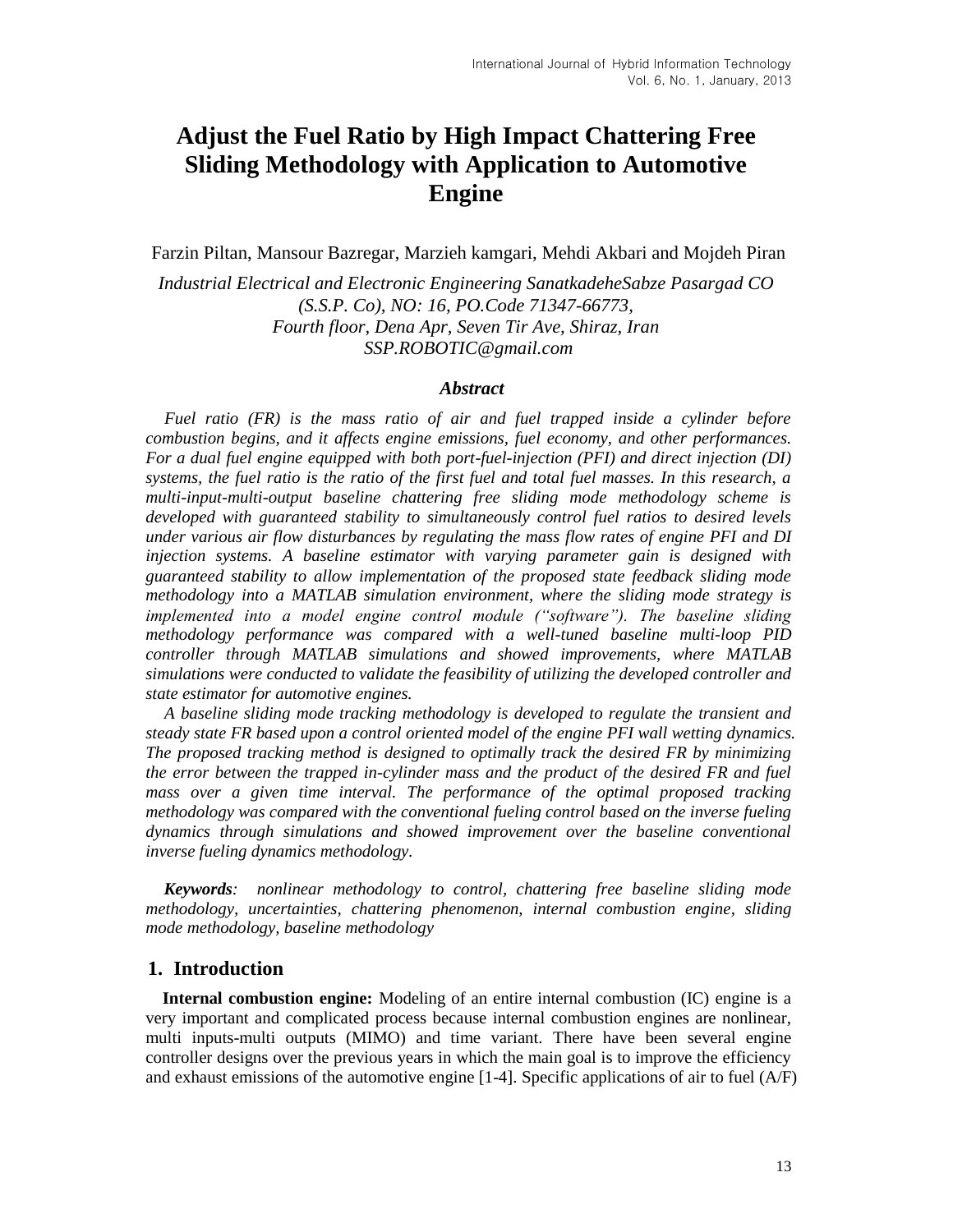# Adjust the Fuel Ratio by High Impact Chattering Free Sliding Methodology with Application to Automotive Engine

Farzin Piltan, Mansour Bazregar, Marzieh kamgari, Mehdi Akbari and Mojdeh Piran

*Industrial Electrical and Electronic Engineering SanatkadeheSabze Pasargad CO (S.S.P. Co), NO: 16, PO.Code 71347-66773, Fourth floor, Dena Apr, Seven Tir Ave, Shiraz, Iran*
*SSP.ROBOTIC@gmail.com*

### *Abstract*

*Fuel ratio (FR) is the mass ratio of air and fuel trapped inside a cylinder before combustion begins, and it affects engine emissions, fuel economy, and other performances. For a dual fuel engine equipped with both port-fuel-injection (PFI) and direct injection (DI) systems, the fuel ratio is the ratio of the first fuel and total fuel masses. In this research, a multi-input-multi-output baseline chattering free sliding mode methodology scheme is developed with guaranteed stability to simultaneously control fuel ratios to desired levels under various air flow disturbances by regulating the mass flow rates of engine PFI and DI injection systems. A baseline estimator with varying parameter gain is designed with guaranteed stability to allow implementation of the proposed state feedback sliding mode methodology into a MATLAB simulation environment, where the sliding mode strategy is implemented into a model engine control module ("software"). The baseline sliding methodology performance was compared with a well-tuned baseline multi-loop PID controller through MATLAB simulations and showed improvements, where MATLAB simulations were conducted to validate the feasibility of utilizing the developed controller and state estimator for automotive engines.*

*A baseline sliding mode tracking methodology is developed to regulate the transient and steady state FR based upon a control oriented model of the engine PFI wall wetting dynamics. The proposed tracking method is designed to optimally track the desired FR by minimizing the error between the trapped in-cylinder mass and the product of the desired FR and fuel mass over a given time interval. The performance of the optimal proposed tracking methodology was compared with the conventional fueling control based on the inverse fueling dynamics through simulations and showed improvement over the baseline conventional inverse fueling dynamics methodology.*

***Keywords****: nonlinear methodology to control, chattering free baseline sliding mode methodology, uncertainties, chattering phenomenon, internal combustion engine, sliding mode methodology, baseline methodology*

## 1. Introduction

**Internal combustion engine:** Modeling of an entire internal combustion (IC) engine is a very important and complicated process because internal combustion engines are nonlinear, multi inputs-multi outputs (MIMO) and time variant. There have been several engine controller designs over the previous years in which the main goal is to improve the efficiency and exhaust emissions of the automotive engine [1-4]. Specific applications of air to fuel (A/F)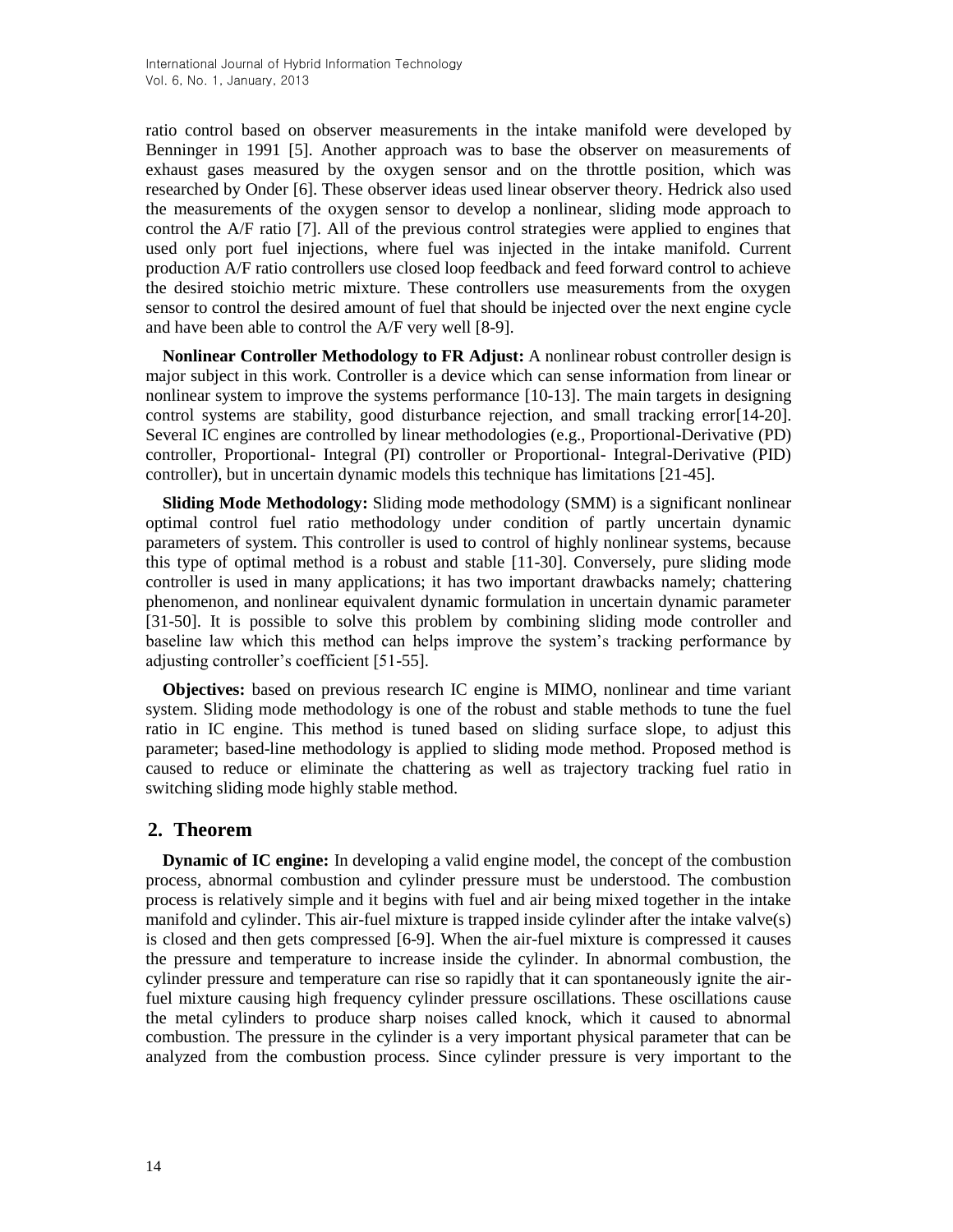ratio control based on observer measurements in the intake manifold were developed by Benninger in 1991 [5]. Another approach was to base the observer on measurements of exhaust gases measured by the oxygen sensor and on the throttle position, which was researched by Onder [6]. These observer ideas used linear observer theory. Hedrick also used the measurements of the oxygen sensor to develop a nonlinear, sliding mode approach to control the A/F ratio [7]. All of the previous control strategies were applied to engines that used only port fuel injections, where fuel was injected in the intake manifold. Current production A/F ratio controllers use closed loop feedback and feed forward control to achieve the desired stoichio metric mixture. These controllers use measurements from the oxygen sensor to control the desired amount of fuel that should be injected over the next engine cycle and have been able to control the A/F very well [8-9].

**Nonlinear Controller Methodology to FR Adjust:** A nonlinear robust controller design is major subject in this work. Controller is a device which can sense information from linear or nonlinear system to improve the systems performance [10-13]. The main targets in designing control systems are stability, good disturbance rejection, and small tracking error[14-20]. Several IC engines are controlled by linear methodologies (e.g., Proportional-Derivative (PD) controller, Proportional- Integral (PI) controller or Proportional- Integral-Derivative (PID) controller), but in uncertain dynamic models this technique has limitations [21-45].

**Sliding Mode Methodology:** Sliding mode methodology (SMM) is a significant nonlinear optimal control fuel ratio methodology under condition of partly uncertain dynamic parameters of system. This controller is used to control of highly nonlinear systems, because this type of optimal method is a robust and stable [11-30]. Conversely, pure sliding mode controller is used in many applications; it has two important drawbacks namely; chattering phenomenon, and nonlinear equivalent dynamic formulation in uncertain dynamic parameter [31-50]. It is possible to solve this problem by combining sliding mode controller and baseline law which this method can helps improve the system's tracking performance by adjusting controller's coefficient [51-55].

**Objectives:** based on previous research IC engine is MIMO, nonlinear and time variant system. Sliding mode methodology is one of the robust and stable methods to tune the fuel ratio in IC engine. This method is tuned based on sliding surface slope, to adjust this parameter; based-line methodology is applied to sliding mode method. Proposed method is caused to reduce or eliminate the chattering as well as trajectory tracking fuel ratio in switching sliding mode highly stable method.

## 2. Theorem

**Dynamic of IC engine:** In developing a valid engine model, the concept of the combustion process, abnormal combustion and cylinder pressure must be understood. The combustion process is relatively simple and it begins with fuel and air being mixed together in the intake manifold and cylinder. This air-fuel mixture is trapped inside cylinder after the intake valve(s) is closed and then gets compressed [6-9]. When the air-fuel mixture is compressed it causes the pressure and temperature to increase inside the cylinder. In abnormal combustion, the cylinder pressure and temperature can rise so rapidly that it can spontaneously ignite the air-fuel mixture causing high frequency cylinder pressure oscillations. These oscillations cause the metal cylinders to produce sharp noises called knock, which it caused to abnormal combustion. The pressure in the cylinder is a very important physical parameter that can be analyzed from the combustion process. Since cylinder pressure is very important to the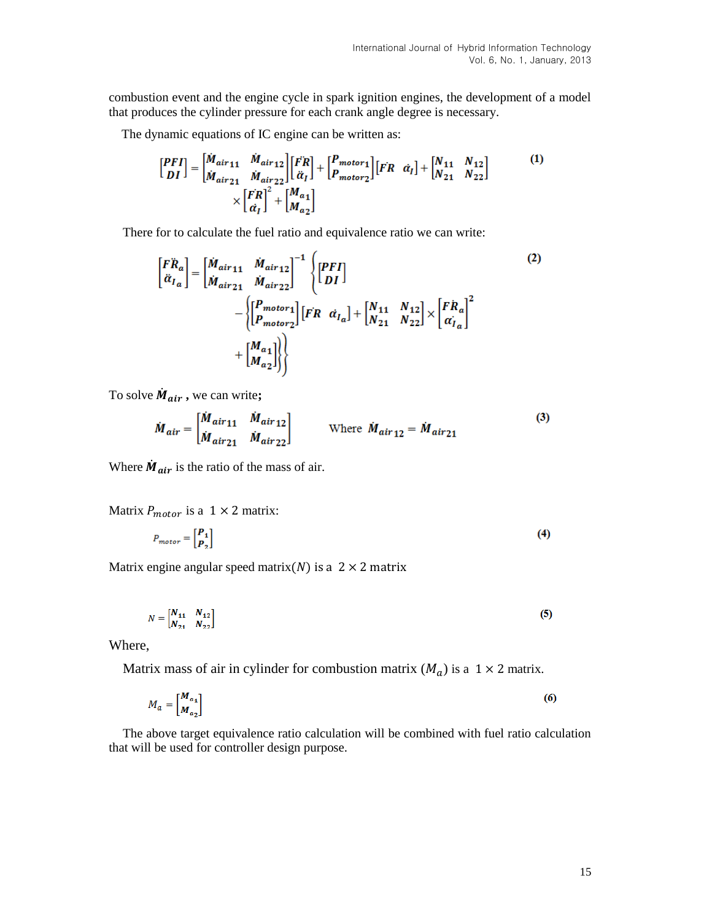combustion event and the engine cycle in spark ignition engines, the development of a model that produces the cylinder pressure for each crank angle degree is necessary.

The dynamic equations of IC engine can be written as:

$$\begin{bmatrix} PFI \\ DI \end{bmatrix} = \begin{bmatrix} \dot{M}_{air_{11}} & \dot{M}_{air_{12}} \\ \dot{M}_{air_{21}} & \dot{M}_{air_{22}} \end{bmatrix} \begin{bmatrix} \ddot{FR} \\ \ddot{\alpha}_I \end{bmatrix} + \begin{bmatrix} P_{motor_1} \\ P_{motor_2} \end{bmatrix} \begin{bmatrix} \dot{FR} & \dot{\alpha}_I \end{bmatrix} + \begin{bmatrix} N_{11} & N_{12} \\ N_{21} & N_{22} \end{bmatrix} \times \begin{bmatrix} \dot{FR} \\ \dot{\alpha}_I \end{bmatrix}^2 + \begin{bmatrix} M_{a_1} \\ M_{a_2} \end{bmatrix} \quad (1)$$

There for to calculate the fuel ratio and equivalence ratio we can write:

$$\begin{bmatrix} \ddot{FR}_a \\ \ddot{\alpha}_{I_a} \end{bmatrix} = \begin{bmatrix} \dot{M}_{air_{11}} & \dot{M}_{air_{12}} \\ \dot{M}_{air_{21}} & \dot{M}_{air_{22}} \end{bmatrix}^{-1} \left\{ \begin{bmatrix} PFI \\ DI \end{bmatrix} - \left\{ \begin{bmatrix} P_{motor_1} \\ P_{motor_2} \end{bmatrix} \begin{bmatrix} \dot{FR} & \dot{\alpha}_{I_a} \end{bmatrix} + \begin{bmatrix} N_{11} & N_{12} \\ N_{21} & N_{22} \end{bmatrix} \times \begin{bmatrix} \dot{FR}_a \\ \dot{\alpha}_{I_a} \end{bmatrix}^2 + \begin{bmatrix} M_{a_1} \\ M_{a_2} \end{bmatrix} \right\} \right\} \quad (2)$$

To solve $\dot{M}_{air}$ , we can write**;**

$$\dot{M}_{air} = \begin{bmatrix} \dot{M}_{air_{11}} & \dot{M}_{air_{12}} \\ \dot{M}_{air_{21}} & \dot{M}_{air_{22}} \end{bmatrix} \qquad \text{Where } \dot{M}_{air_{12}} = \dot{M}_{air_{21}} \quad (3)$$

Where $\dot{M}_{air}$ is the ratio of the mass of air.

Matrix $P_{motor}$ is a $1 \times 2$ matrix:

$$P_{motor} = \begin{bmatrix} P_1 \\ P_2 \end{bmatrix} \quad (4)$$

Matrix engine angular speed matrix($N$) is a $2 \times 2$ matrix

$$N = \begin{bmatrix} N_{11} & N_{12} \\ N_{21} & N_{22} \end{bmatrix} \quad (5)$$

Where,

Matrix mass of air in cylinder for combustion matrix ($M_a$) is a $1 \times 2$ matrix.

$$M_a = \begin{bmatrix} M_{a_1} \\ M_{a_2} \end{bmatrix} \quad (6)$$

The above target equivalence ratio calculation will be combined with fuel ratio calculation that will be used for controller design purpose.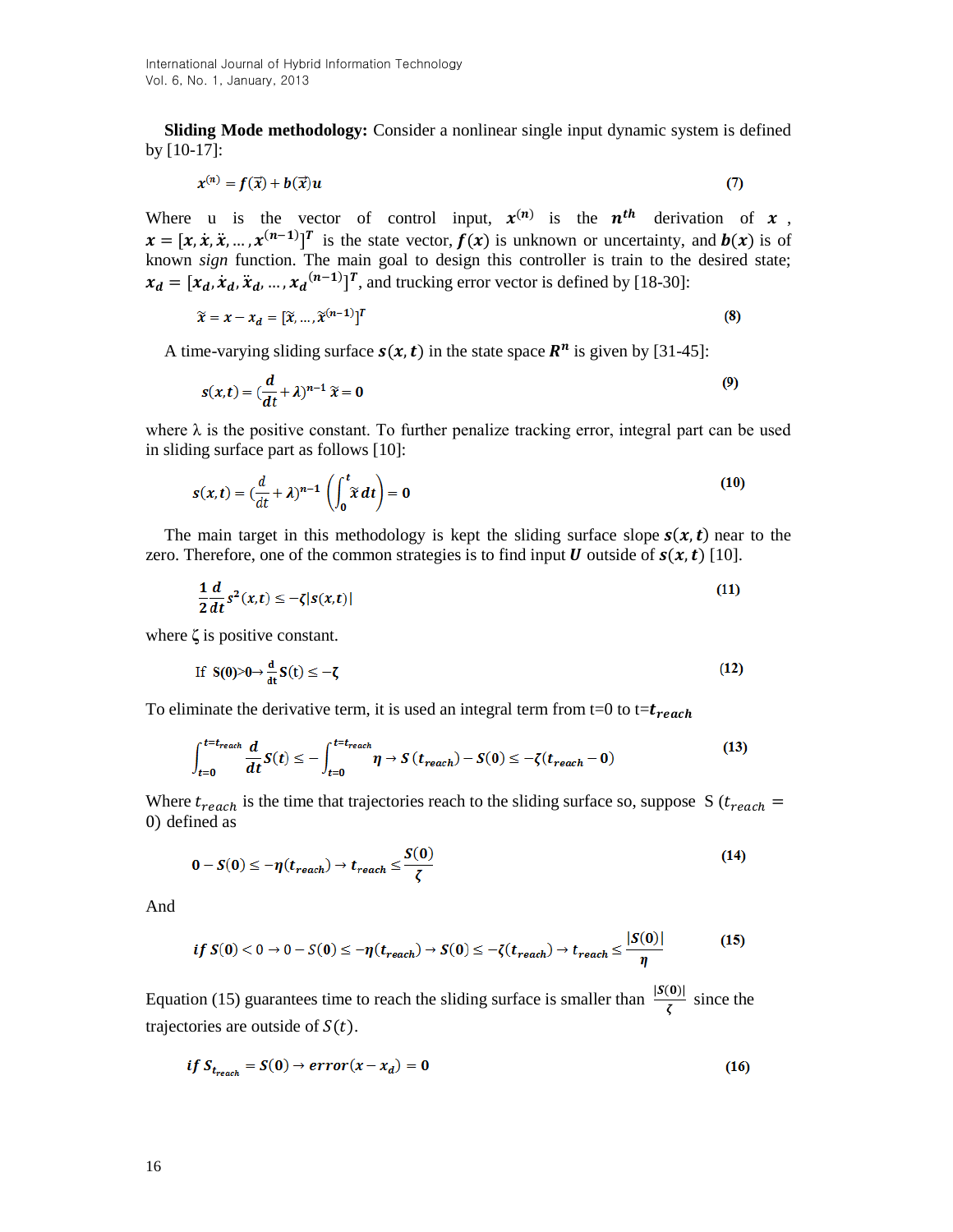**Sliding Mode methodology:** Consider a nonlinear single input dynamic system is defined by [10-17]:

$$x^{(n)} = f(\vec{x}) + b(\vec{x})u \tag{7}$$

Where u is the vector of control input, $\boldsymbol{x^{(n)}}$ is the $\boldsymbol{n^{th}}$ derivation of $\boldsymbol{x}$, $\boldsymbol{x} = [x, \dot{x}, \ddot{x}, \dots, x^{(n-1)}]^T$ is the state vector, $\boldsymbol{f(x)}$ is unknown or uncertainty, and $\boldsymbol{b(x)}$ is of known *sign* function. The main goal to design this controller is train to the desired state; $\boldsymbol{x_d} = [x_d, \dot{x}_d, \ddot{x}_d, \dots, x_d^{(n-1)}]^T$, and trucking error vector is defined by [18-30]:

$$\tilde{x} = x - x_d = [\tilde{x}, \dots, \tilde{x}^{(n-1)}]^T \tag{8}$$

A time-varying sliding surface $\boldsymbol{s(x,t)}$ in the state space $\boldsymbol{R^n}$ is given by [31-45]:

$$s(x,t) = \left(\frac{d}{dt} + \lambda\right)^{n-1} \tilde{x} = 0 \tag{9}$$

where λ is the positive constant. To further penalize tracking error, integral part can be used in sliding surface part as follows [10]:

$$s(x,t) = \left(\frac{d}{dt} + \lambda\right)^{n-1} \left(\int_0^t \tilde{x}\, dt\right) = 0 \tag{10}$$

The main target in this methodology is kept the sliding surface slope $\boldsymbol{s(x,t)}$ near to the zero. Therefore, one of the common strategies is to find input $\boldsymbol{U}$ outside of $\boldsymbol{s(x,t)}$ [10].

$$\frac{1}{2}\frac{d}{dt} s^2(x,t) \le -\zeta |s(x,t)| \tag{11}$$

where ζ is positive constant.

$$\text{If } S(0)>0 \rightarrow \frac{d}{dt} S(t) \le -\zeta \tag{12}$$

To eliminate the derivative term, it is used an integral term from t=0 to t=$\boldsymbol{t_{reach}}$

$$\int_{t=0}^{t=t_{reach}} \frac{d}{dt} S(t) \le -\int_{t=0}^{t=t_{reach}} \eta \rightarrow S(t_{reach}) - S(0) \le -\zeta(t_{reach} - 0) \tag{13}$$

Where $t_{reach}$ is the time that trajectories reach to the sliding surface so, suppose $S(t_{reach} = 0)$ defined as

$$0 - S(0) \le -\eta(t_{reach}) \rightarrow t_{reach} \le \frac{S(0)}{\zeta} \tag{14}$$

And

$$if\ S(0) < 0 \rightarrow 0 - S(0) \le -\eta(t_{reach}) \rightarrow S(0) \le -\zeta(t_{reach}) \rightarrow t_{reach} \le \frac{|S(0)|}{\eta} \tag{15}$$

Equation (15) guarantees time to reach the sliding surface is smaller than $\frac{|S(0)|}{\zeta}$ since the trajectories are outside of $S(t)$.

$$if\ S_{t_{reach}} = S(0) \rightarrow error(x - x_d) = 0 \tag{16}$$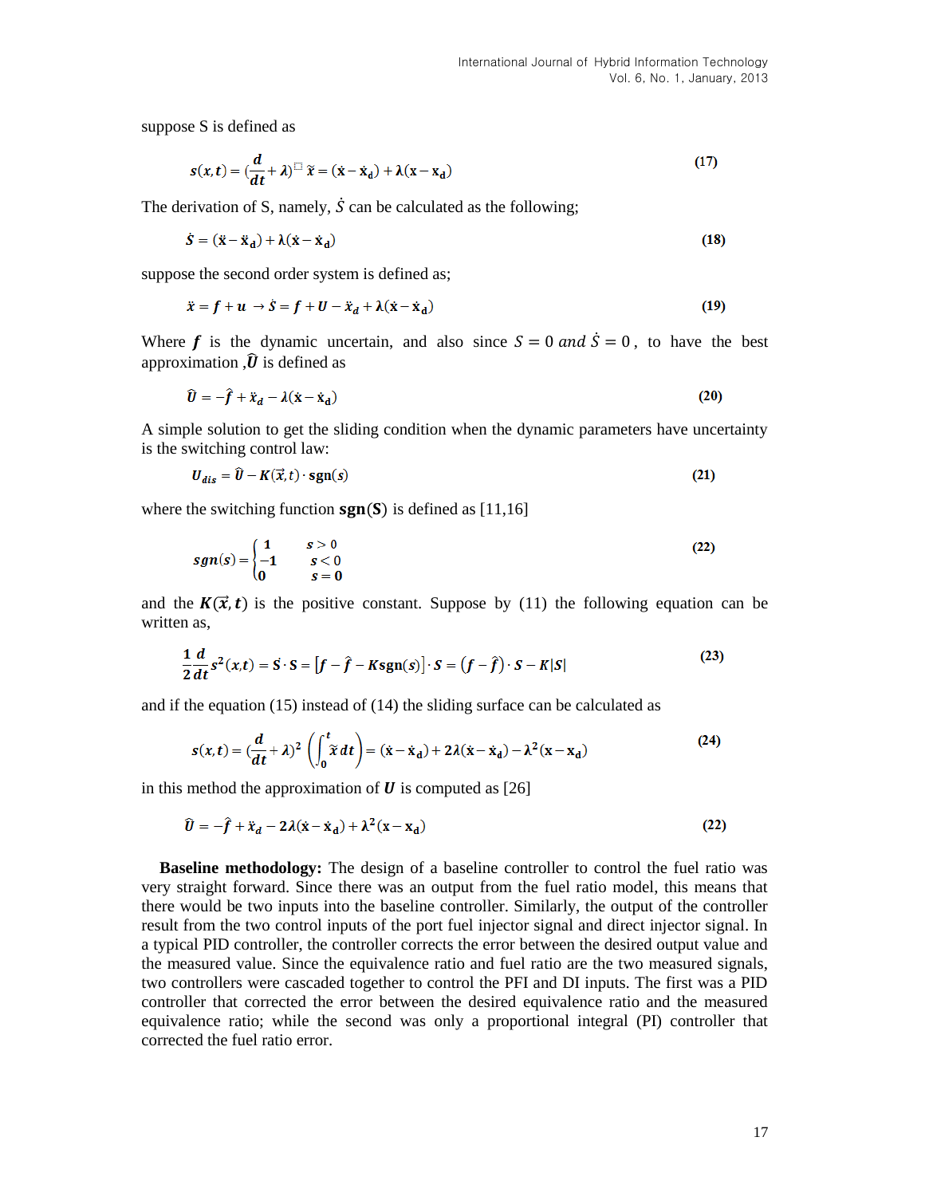suppose S is defined as

$$s(x,t) = (\frac{d}{dt} + \lambda) \tilde{x} = (\dot{x} - \dot{x}_d) + \lambda(x - x_d) \tag{17}$$

The derivation of S, namely, $\dot{S}$ can be calculated as the following;

$$\dot{S} = (\ddot{x} - \ddot{x}_d) + \lambda(\dot{x} - \dot{x}_d) \tag{18}$$

suppose the second order system is defined as;

$$\ddot{x} = f + u \rightarrow \dot{S} = f + U - \ddot{x}_d + \lambda(\dot{x} - \dot{x}_d) \tag{19}$$

Where $f$ is the dynamic uncertain, and also since $S = 0$ $and$ $\dot{S} = 0$, to have the best approximation ,$\widehat{U}$ is defined as

$$\widehat{U} = -\hat{f} + \ddot{x}_d - \lambda(\dot{x} - \dot{x}_d) \tag{20}$$

A simple solution to get the sliding condition when the dynamic parameters have uncertainty is the switching control law:

$$U_{dis} = \widehat{U} - K(\vec{x}, t) \cdot \mathrm{sgn}(s) \tag{21}$$

where the switching function $\mathbf{sgn}(S)$ is defined as [11,16]

$$sgn(s) = \begin{cases} 1 & s > 0 \\ -1 & s < 0 \\ 0 & s = 0 \end{cases} \tag{22}$$

and the $K(\vec{x}, t)$ is the positive constant. Suppose by (11) the following equation can be written as,

$$\frac{1}{2}\frac{d}{dt} s^2(x,t) = \dot{S} \cdot S = [f - \hat{f} - K\mathrm{sgn}(s)] \cdot S = (f - \hat{f}) \cdot S - K|S| \tag{23}$$

and if the equation (15) instead of (14) the sliding surface can be calculated as

$$s(x,t) = (\frac{d}{dt} + \lambda)^2 \left( \int_0^t \tilde{x}\, dt \right) = (\dot{x} - \dot{x}_d) + 2\lambda(\dot{x} - \dot{x}_d) - \lambda^2(x - x_d) \tag{24}$$

in this method the approximation of $U$ is computed as [26]

$$\widehat{U} = -\hat{f} + \ddot{x}_d - 2\lambda(\dot{x} - \dot{x}_d) + \lambda^2(x - x_d) \tag{22}$$

**Baseline methodology:** The design of a baseline controller to control the fuel ratio was very straight forward. Since there was an output from the fuel ratio model, this means that there would be two inputs into the baseline controller. Similarly, the output of the controller result from the two control inputs of the port fuel injector signal and direct injector signal. In a typical PID controller, the controller corrects the error between the desired output value and the measured value. Since the equivalence ratio and fuel ratio are the two measured signals, two controllers were cascaded together to control the PFI and DI inputs. The first was a PID controller that corrected the error between the desired equivalence ratio and the measured equivalence ratio; while the second was only a proportional integral (PI) controller that corrected the fuel ratio error.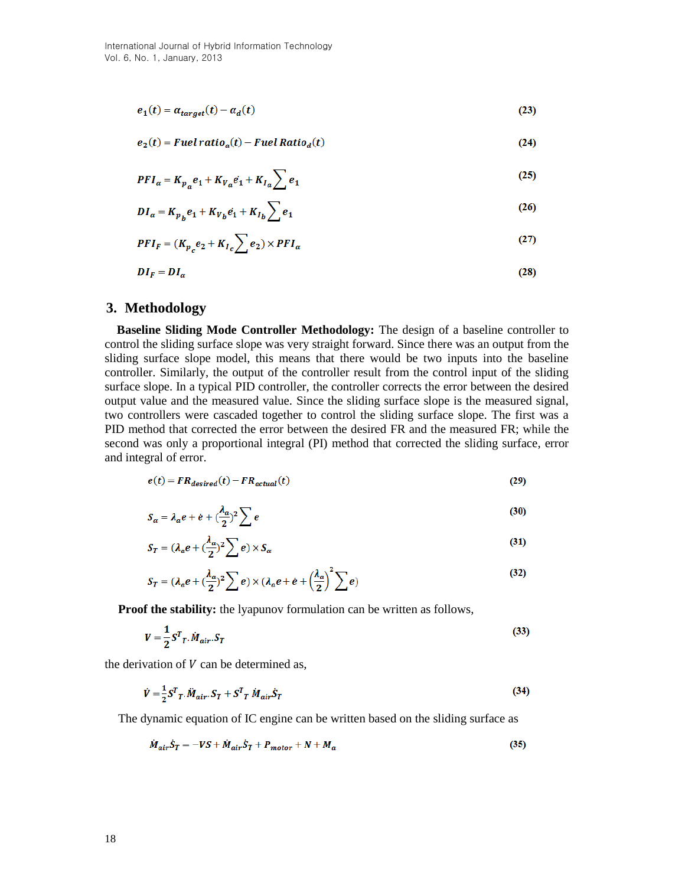$$e_1(t) = \alpha_{target}(t) - \alpha_d(t) \quad (23)$$

$$e_2(t) = Fuel\,ratio_a(t) - Fuel\,Ratio_d(t) \quad (24)$$

$$PFI_\alpha = K_{p_a} e_1 + K_{V_a} \dot{e}_1 + K_{I_a} \sum e_1 \quad (25)$$

$$DI_\alpha = K_{p_b} e_1 + K_{V_b} \dot{e}_1 + K_{I_b} \sum e_1 \quad (26)$$

$$PFI_F = (K_{p_c} e_2 + K_{I_c} \sum e_2) \times PFI_\alpha \quad (27)$$

$$DI_F = DI_\alpha \quad (28)$$

## 3. Methodology

**Baseline Sliding Mode Controller Methodology:** The design of a baseline controller to control the sliding surface slope was very straight forward. Since there was an output from the sliding surface slope model, this means that there would be two inputs into the baseline controller. Similarly, the output of the controller result from the control input of the sliding surface slope. In a typical PID controller, the controller corrects the error between the desired output value and the measured value. Since the sliding surface slope is the measured signal, two controllers were cascaded together to control the sliding surface slope. The first was a PID method that corrected the error between the desired FR and the measured FR; while the second was only a proportional integral (PI) method that corrected the sliding surface, error and integral of error.

$$e(t) = FR_{desired}(t) - FR_{actual}(t) \quad (29)$$

$$S_\alpha = \lambda_a e + \dot{e} + (\frac{\lambda_a}{2})^2 \sum e \quad (30)$$

$$S_T = (\lambda_a e + (\frac{\lambda_a}{2})^2 \sum e) \times S_\alpha \quad (31)$$

$$S_T = (\lambda_a e + (\frac{\lambda_a}{2})^2 \sum e) \times (\lambda_a e + \dot{e} + \left(\frac{\lambda_a}{2}\right)^2 \sum e) \quad (32)$$

**Proof the stability:** the lyapunov formulation can be written as follows,

$$V = \frac{1}{2} S^T{}_T . \dot{M}_{air} . S_T \quad (33)$$

the derivation of $V$ can be determined as,

$$\dot{V} = \frac{1}{2} S^T{}_T . \dot{M}_{air} . S_T + S^T{}_T \dot{M}_{air} \dot{S}_T \quad (34)$$

The dynamic equation of IC engine can be written based on the sliding surface as

$$\dot{M}_{air} \dot{S}_T = -VS + \dot{M}_{air} \dot{S}_T + P_{motor} + N + M_a \quad (35)$$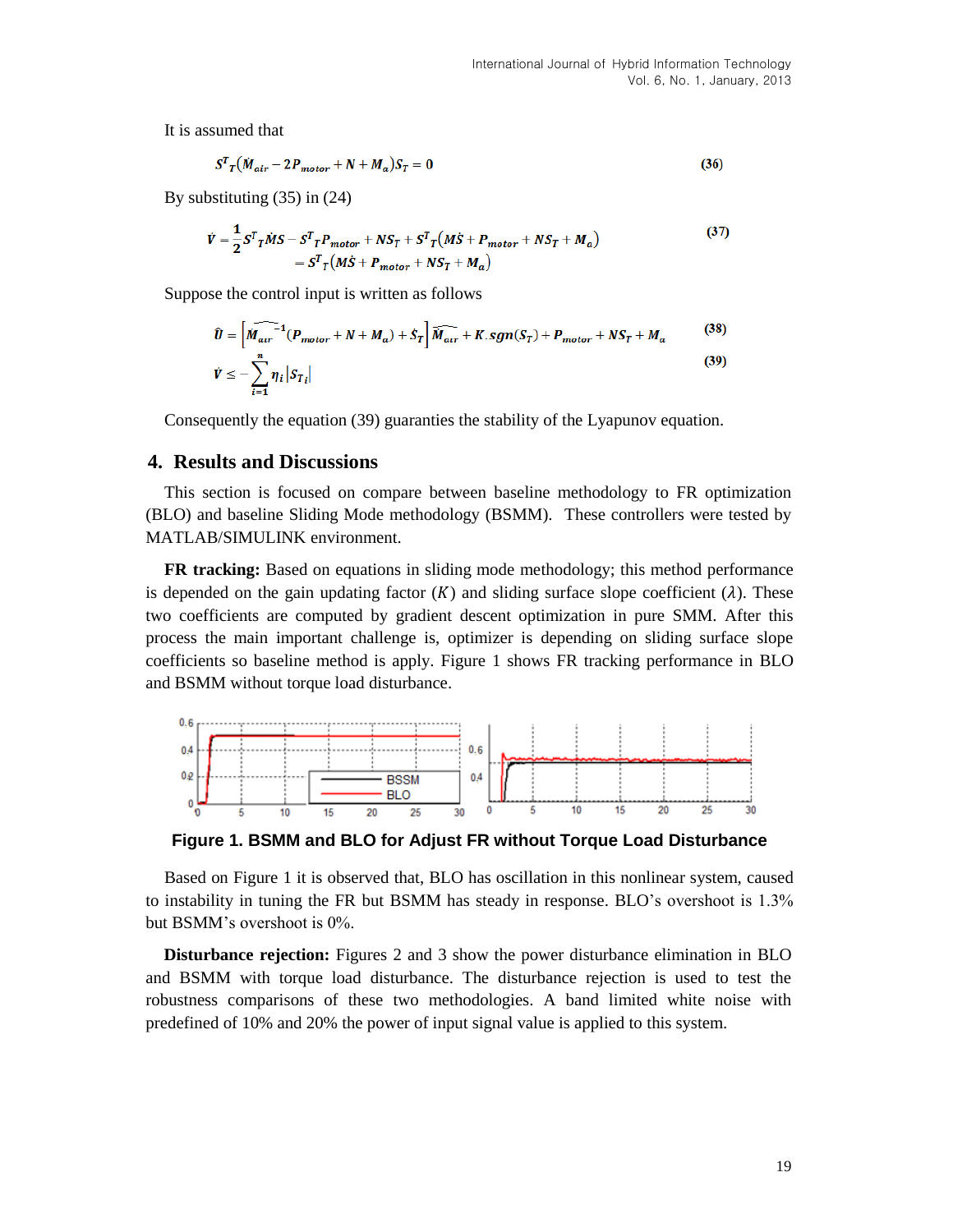It is assumed that

$$S^T{}_T(\dot{M}_{air} - 2P_{motor} + N + M_a)S_T = 0 \tag{36}$$

By substituting (35) in (24)

$$\dot{V} = \frac{1}{2}S^T{}_T\dot{M}S - S^T{}_T P_{motor} + NS_T + S^T{}_T(M\dot{S} + P_{motor} + NS_T + M_a) \tag{37}$$
$$= S^T{}_T(M\dot{S} + P_{motor} + NS_T + M_a)$$

Suppose the control input is written as follows

$$\hat{U} = \left[\widehat{M_{air}}^{-1}(P_{motor} + N + M_a) + \dot{S}_T\right]\widehat{M_{air}} + K.sgn(S_T) + P_{motor} + NS_T + M_a \tag{38}$$

$$\dot{V} \leq -\sum_{i=1}^{n}\eta_i|S_{T_i}| \tag{39}$$

Consequently the equation (39) guaranties the stability of the Lyapunov equation.

## 4. Results and Discussions

This section is focused on compare between baseline methodology to FR optimization (BLO) and baseline Sliding Mode methodology (BSMM). These controllers were tested by MATLAB/SIMULINK environment.

**FR tracking:** Based on equations in sliding mode methodology; this method performance is depended on the gain updating factor ($K$) and sliding surface slope coefficient ($\lambda$). These two coefficients are computed by gradient descent optimization in pure SMM. After this process the main important challenge is, optimizer is depending on sliding surface slope coefficients so baseline method is apply. Figure 1 shows FR tracking performance in BLO and BSMM without torque load disturbance.

**Figure 1. BSMM and BLO for Adjust FR without Torque Load Disturbance**

Based on Figure 1 it is observed that, BLO has oscillation in this nonlinear system, caused to instability in tuning the FR but BSMM has steady in response. BLO's overshoot is 1.3% but BSMM's overshoot is 0%.

**Disturbance rejection:** Figures 2 and 3 show the power disturbance elimination in BLO and BSMM with torque load disturbance. The disturbance rejection is used to test the robustness comparisons of these two methodologies. A band limited white noise with predefined of 10% and 20% the power of input signal value is applied to this system.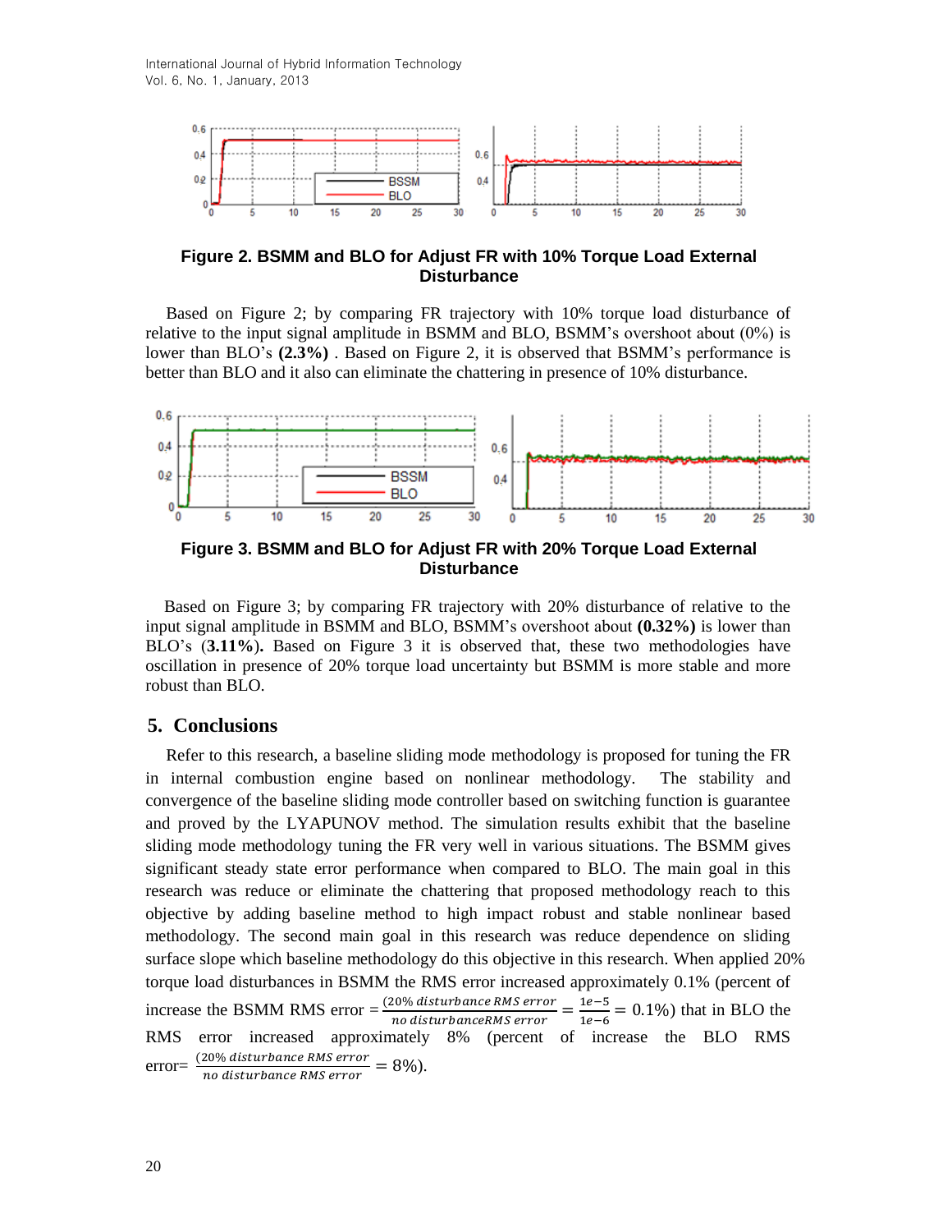Figure 2. BSMM and BLO for Adjust FR with 10% Torque Load External Disturbance

Based on Figure 2; by comparing FR trajectory with 10% torque load disturbance of relative to the input signal amplitude in BSMM and BLO, BSMM's overshoot about (0%) is lower than BLO's **(2.3%)** . Based on Figure 2, it is observed that BSMM's performance is better than BLO and it also can eliminate the chattering in presence of 10% disturbance.

Figure 3. BSMM and BLO for Adjust FR with 20% Torque Load External Disturbance

Based on Figure 3; by comparing FR trajectory with 20% disturbance of relative to the input signal amplitude in BSMM and BLO, BSMM's overshoot about **(0.32%)** is lower than BLO's (**3.11%).** Based on Figure 3 it is observed that, these two methodologies have oscillation in presence of 20% torque load uncertainty but BSMM is more stable and more robust than BLO.

## 5. Conclusions

Refer to this research, a baseline sliding mode methodology is proposed for tuning the FR in internal combustion engine based on nonlinear methodology. The stability and convergence of the baseline sliding mode controller based on switching function is guarantee and proved by the LYAPUNOV method. The simulation results exhibit that the baseline sliding mode methodology tuning the FR very well in various situations. The BSMM gives significant steady state error performance when compared to BLO. The main goal in this research was reduce or eliminate the chattering that proposed methodology reach to this objective by adding baseline method to high impact robust and stable nonlinear based methodology. The second main goal in this research was reduce dependence on sliding surface slope which baseline methodology do this objective in this research. When applied 20% torque load disturbances in BSMM the RMS error increased approximately 0.1% (percent of increase the BSMM RMS error $=\frac{(20\%\ disturbance\ RMS\ error}{no\ disturbanceRMS\ error}=\frac{1e-5}{1e-6}=0.1\%$) that in BLO the RMS error increased approximately 8% (percent of increase the BLO RMS error$=\frac{(20\%\ disturbance\ RMS\ error}{no\ disturbance\ RMS\ error}=8\%$).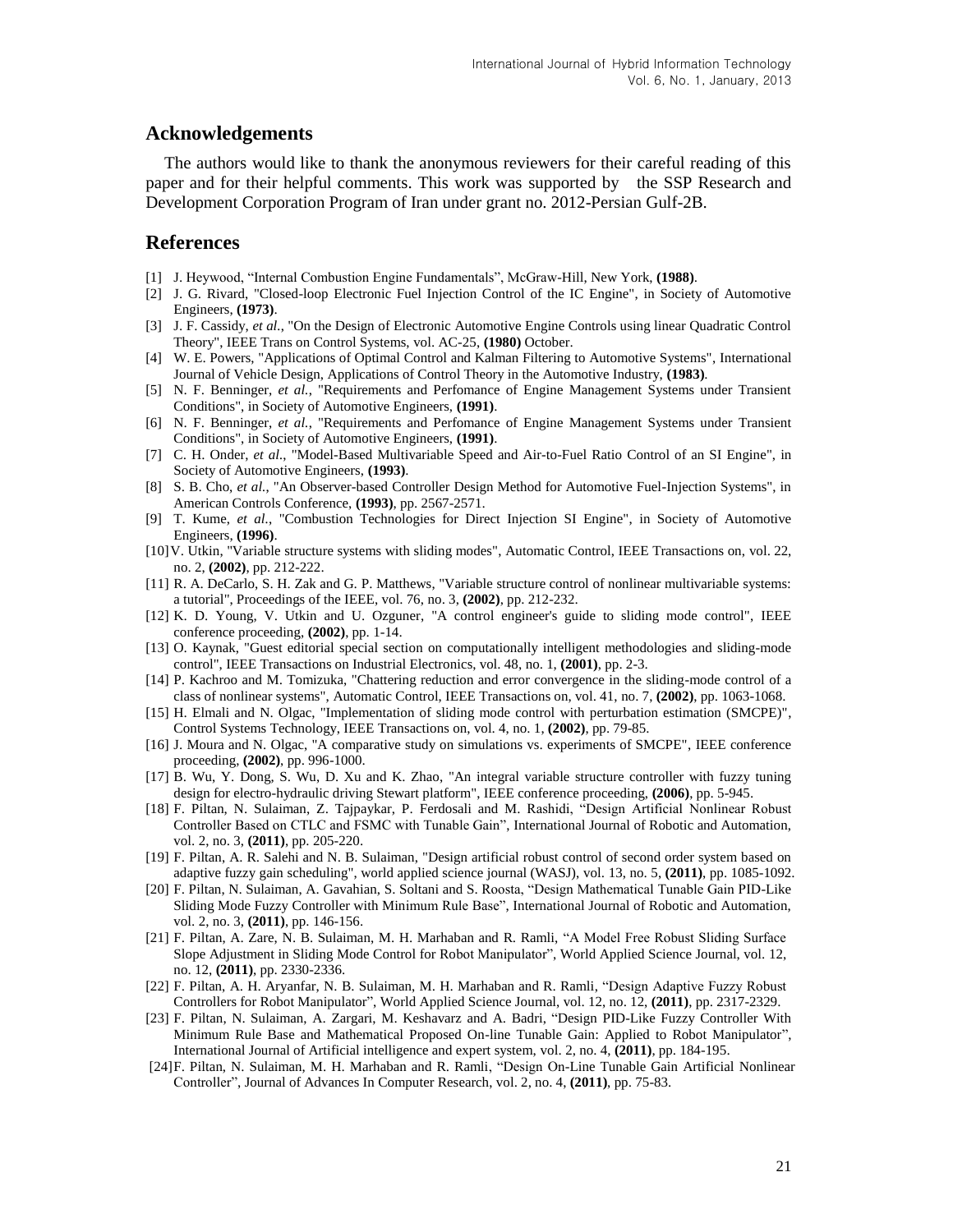## Acknowledgements

The authors would like to thank the anonymous reviewers for their careful reading of this paper and for their helpful comments. This work was supported by the SSP Research and Development Corporation Program of Iran under grant no. 2012-Persian Gulf-2B.

## References

[1] J. Heywood, "Internal Combustion Engine Fundamentals", McGraw-Hill, New York, **(1988)**.

[2] J. G. Rivard, "Closed-loop Electronic Fuel Injection Control of the IC Engine", in Society of Automotive Engineers, **(1973)**.

[3] J. F. Cassidy, *et al.*, "On the Design of Electronic Automotive Engine Controls using linear Quadratic Control Theory", IEEE Trans on Control Systems, vol. AC-25, **(1980)** October.

[4] W. E. Powers, "Applications of Optimal Control and Kalman Filtering to Automotive Systems", International Journal of Vehicle Design, Applications of Control Theory in the Automotive Industry, **(1983)**.

[5] N. F. Benninger, *et al.*, "Requirements and Perfomance of Engine Management Systems under Transient Conditions", in Society of Automotive Engineers, **(1991)**.

[6] N. F. Benninger, *et al.*, "Requirements and Perfomance of Engine Management Systems under Transient Conditions", in Society of Automotive Engineers, **(1991)**.

[7] C. H. Onder, *et al.*, "Model-Based Multivariable Speed and Air-to-Fuel Ratio Control of an SI Engine", in Society of Automotive Engineers, **(1993)**.

[8] S. B. Cho, *et al.*, "An Observer-based Controller Design Method for Automotive Fuel-Injection Systems", in American Controls Conference, **(1993)**, pp. 2567-2571.

[9] T. Kume, *et al.*, "Combustion Technologies for Direct Injection SI Engine", in Society of Automotive Engineers, **(1996)**.

[10] V. Utkin, "Variable structure systems with sliding modes", Automatic Control, IEEE Transactions on, vol. 22, no. 2, **(2002)**, pp. 212-222.

[11] R. A. DeCarlo, S. H. Zak and G. P. Matthews, "Variable structure control of nonlinear multivariable systems: a tutorial", Proceedings of the IEEE, vol. 76, no. 3, **(2002)**, pp. 212-232.

[12] K. D. Young, V. Utkin and U. Ozguner, "A control engineer's guide to sliding mode control", IEEE conference proceeding, **(2002)**, pp. 1-14.

[13] O. Kaynak, "Guest editorial special section on computationally intelligent methodologies and sliding-mode control", IEEE Transactions on Industrial Electronics, vol. 48, no. 1, **(2001)**, pp. 2-3.

[14] P. Kachroo and M. Tomizuka, "Chattering reduction and error convergence in the sliding-mode control of a class of nonlinear systems", Automatic Control, IEEE Transactions on, vol. 41, no. 7, **(2002)**, pp. 1063-1068.

[15] H. Elmali and N. Olgac, "Implementation of sliding mode control with perturbation estimation (SMCPE)", Control Systems Technology, IEEE Transactions on, vol. 4, no. 1, **(2002)**, pp. 79-85.

[16] J. Moura and N. Olgac, "A comparative study on simulations vs. experiments of SMCPE", IEEE conference proceeding, **(2002)**, pp. 996-1000.

[17] B. Wu, Y. Dong, S. Wu, D. Xu and K. Zhao, "An integral variable structure controller with fuzzy tuning design for electro-hydraulic driving Stewart platform", IEEE conference proceeding, **(2006)**, pp. 5-945.

[18] F. Piltan, N. Sulaiman, Z. Tajpaykar, P. Ferdosali and M. Rashidi, "Design Artificial Nonlinear Robust Controller Based on CTLC and FSMC with Tunable Gain", International Journal of Robotic and Automation, vol. 2, no. 3, **(2011)**, pp. 205-220.

[19] F. Piltan, A. R. Salehi and N. B. Sulaiman, "Design artificial robust control of second order system based on adaptive fuzzy gain scheduling", world applied science journal (WASJ), vol. 13, no. 5, **(2011)**, pp. 1085-1092.

[20] F. Piltan, N. Sulaiman, A. Gavahian, S. Soltani and S. Roosta, "Design Mathematical Tunable Gain PID-Like Sliding Mode Fuzzy Controller with Minimum Rule Base", International Journal of Robotic and Automation, vol. 2, no. 3, **(2011)**, pp. 146-156.

[21] F. Piltan, A. Zare, N. B. Sulaiman, M. H. Marhaban and R. Ramli, "A Model Free Robust Sliding Surface Slope Adjustment in Sliding Mode Control for Robot Manipulator", World Applied Science Journal, vol. 12, no. 12, **(2011)**, pp. 2330-2336.

[22] F. Piltan, A. H. Aryanfar, N. B. Sulaiman, M. H. Marhaban and R. Ramli, "Design Adaptive Fuzzy Robust Controllers for Robot Manipulator", World Applied Science Journal, vol. 12, no. 12, **(2011)**, pp. 2317-2329.

[23] F. Piltan, N. Sulaiman, A. Zargari, M. Keshavarz and A. Badri, "Design PID-Like Fuzzy Controller With Minimum Rule Base and Mathematical Proposed On-line Tunable Gain: Applied to Robot Manipulator", International Journal of Artificial intelligence and expert system, vol. 2, no. 4, **(2011)**, pp. 184-195.

[24] F. Piltan, N. Sulaiman, M. H. Marhaban and R. Ramli, "Design On-Line Tunable Gain Artificial Nonlinear Controller", Journal of Advances In Computer Research, vol. 2, no. 4, **(2011)**, pp. 75-83.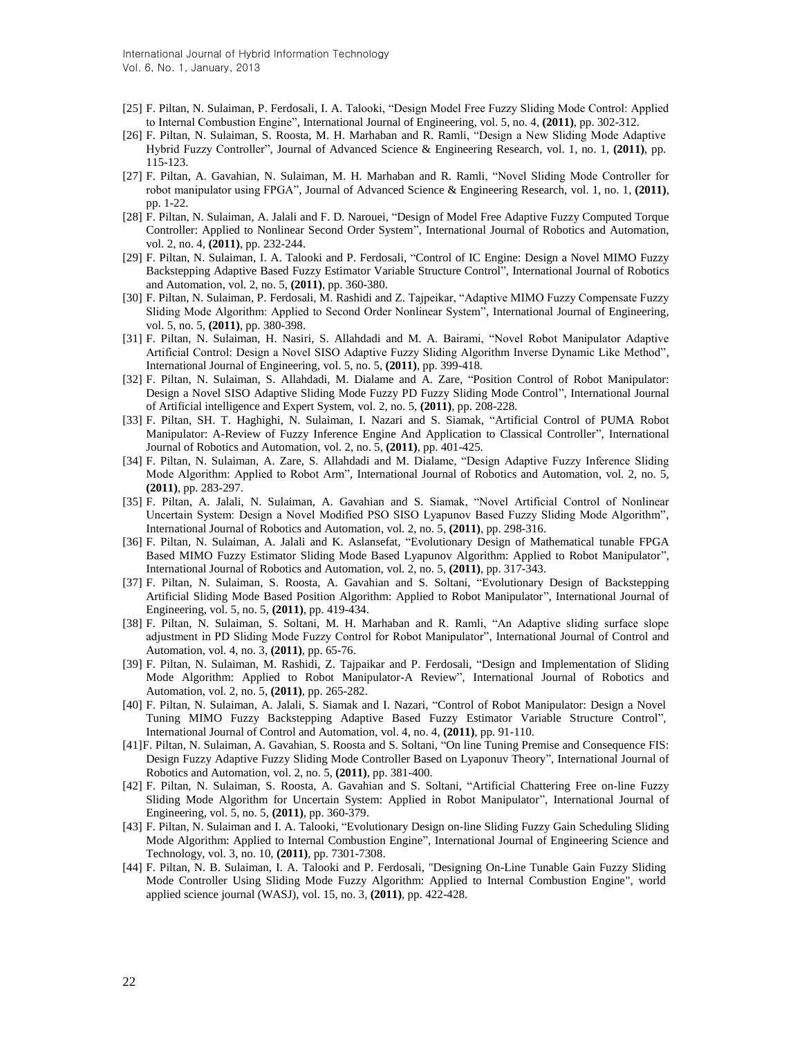[25] F. Piltan, N. Sulaiman, P. Ferdosali, I. A. Talooki, "Design Model Free Fuzzy Sliding Mode Control: Applied to Internal Combustion Engine", International Journal of Engineering, vol. 5, no. 4, **(2011)**, pp. 302-312.

[26] F. Piltan, N. Sulaiman, S. Roosta, M. H. Marhaban and R. Ramli, "Design a New Sliding Mode Adaptive Hybrid Fuzzy Controller", Journal of Advanced Science & Engineering Research, vol. 1, no. 1, **(2011)**, pp. 115-123.

[27] F. Piltan, A. Gavahian, N. Sulaiman, M. H. Marhaban and R. Ramli, "Novel Sliding Mode Controller for robot manipulator using FPGA", Journal of Advanced Science & Engineering Research, vol. 1, no. 1, **(2011)**, pp. 1-22.

[28] F. Piltan, N. Sulaiman, A. Jalali and F. D. Narouei, "Design of Model Free Adaptive Fuzzy Computed Torque Controller: Applied to Nonlinear Second Order System", International Journal of Robotics and Automation, vol. 2, no. 4, **(2011)**, pp. 232-244.

[29] F. Piltan, N. Sulaiman, I. A. Talooki and P. Ferdosali, "Control of IC Engine: Design a Novel MIMO Fuzzy Backstepping Adaptive Based Fuzzy Estimator Variable Structure Control", International Journal of Robotics and Automation, vol. 2, no. 5, **(2011)**, pp. 360-380.

[30] F. Piltan, N. Sulaiman, P. Ferdosali, M. Rashidi and Z. Tajpeikar, "Adaptive MIMO Fuzzy Compensate Fuzzy Sliding Mode Algorithm: Applied to Second Order Nonlinear System", International Journal of Engineering, vol. 5, no. 5, **(2011)**, pp. 380-398.

[31] F. Piltan, N. Sulaiman, H. Nasiri, S. Allahdadi and M. A. Bairami, "Novel Robot Manipulator Adaptive Artificial Control: Design a Novel SISO Adaptive Fuzzy Sliding Algorithm Inverse Dynamic Like Method", International Journal of Engineering, vol. 5, no. 5, **(2011)**, pp. 399-418.

[32] F. Piltan, N. Sulaiman, S. Allahdadi, M. Dialame and A. Zare, "Position Control of Robot Manipulator: Design a Novel SISO Adaptive Sliding Mode Fuzzy PD Fuzzy Sliding Mode Control", International Journal of Artificial intelligence and Expert System, vol. 2, no. 5, **(2011)**, pp. 208-228.

[33] F. Piltan, SH. T. Haghighi, N. Sulaiman, I. Nazari and S. Siamak, "Artificial Control of PUMA Robot Manipulator: A-Review of Fuzzy Inference Engine And Application to Classical Controller", International Journal of Robotics and Automation, vol. 2, no. 5, **(2011)**, pp. 401-425.

[34] F. Piltan, N. Sulaiman, A. Zare, S. Allahdadi and M. Dialame, "Design Adaptive Fuzzy Inference Sliding Mode Algorithm: Applied to Robot Arm", International Journal of Robotics and Automation, vol. 2, no. 5, **(2011)**, pp. 283-297.

[35] F. Piltan, A. Jalali, N. Sulaiman, A. Gavahian and S. Siamak, "Novel Artificial Control of Nonlinear Uncertain System: Design a Novel Modified PSO SISO Lyapunov Based Fuzzy Sliding Mode Algorithm", International Journal of Robotics and Automation, vol. 2, no. 5, **(2011)**, pp. 298-316.

[36] F. Piltan, N. Sulaiman, A. Jalali and K. Aslansefat, "Evolutionary Design of Mathematical tunable FPGA Based MIMO Fuzzy Estimator Sliding Mode Based Lyapunov Algorithm: Applied to Robot Manipulator", International Journal of Robotics and Automation, vol. 2, no. 5, **(2011)**, pp. 317-343.

[37] F. Piltan, N. Sulaiman, S. Roosta, A. Gavahian and S. Soltani, "Evolutionary Design of Backstepping Artificial Sliding Mode Based Position Algorithm: Applied to Robot Manipulator", International Journal of Engineering, vol. 5, no. 5, **(2011)**, pp. 419-434.

[38] F. Piltan, N. Sulaiman, S. Soltani, M. H. Marhaban and R. Ramli, "An Adaptive sliding surface slope adjustment in PD Sliding Mode Fuzzy Control for Robot Manipulator", International Journal of Control and Automation, vol. 4, no. 3, **(2011)**, pp. 65-76.

[39] F. Piltan, N. Sulaiman, M. Rashidi, Z. Tajpaikar and P. Ferdosali, "Design and Implementation of Sliding Mode Algorithm: Applied to Robot Manipulator-A Review", International Journal of Robotics and Automation, vol. 2, no. 5, **(2011)**, pp. 265-282.

[40] F. Piltan, N. Sulaiman, A. Jalali, S. Siamak and I. Nazari, "Control of Robot Manipulator: Design a Novel Tuning MIMO Fuzzy Backstepping Adaptive Based Fuzzy Estimator Variable Structure Control", International Journal of Control and Automation, vol. 4, no. 4, **(2011)**, pp. 91-110.

[41] F. Piltan, N. Sulaiman, A. Gavahian, S. Roosta and S. Soltani, "On line Tuning Premise and Consequence FIS: Design Fuzzy Adaptive Fuzzy Sliding Mode Controller Based on Lyaponuv Theory", International Journal of Robotics and Automation, vol. 2, no. 5, **(2011)**, pp. 381-400.

[42] F. Piltan, N. Sulaiman, S. Roosta, A. Gavahian and S. Soltani, "Artificial Chattering Free on-line Fuzzy Sliding Mode Algorithm for Uncertain System: Applied in Robot Manipulator", International Journal of Engineering, vol. 5, no. 5, **(2011)**, pp. 360-379.

[43] F. Piltan, N. Sulaiman and I. A. Talooki, "Evolutionary Design on-line Sliding Fuzzy Gain Scheduling Sliding Mode Algorithm: Applied to Internal Combustion Engine", International Journal of Engineering Science and Technology, vol. 3, no. 10, **(2011)**, pp. 7301-7308.

[44] F. Piltan, N. B. Sulaiman, I. A. Talooki and P. Ferdosali, "Designing On-Line Tunable Gain Fuzzy Sliding Mode Controller Using Sliding Mode Fuzzy Algorithm: Applied to Internal Combustion Engine", world applied science journal (WASJ), vol. 15, no. 3, **(2011)**, pp. 422-428.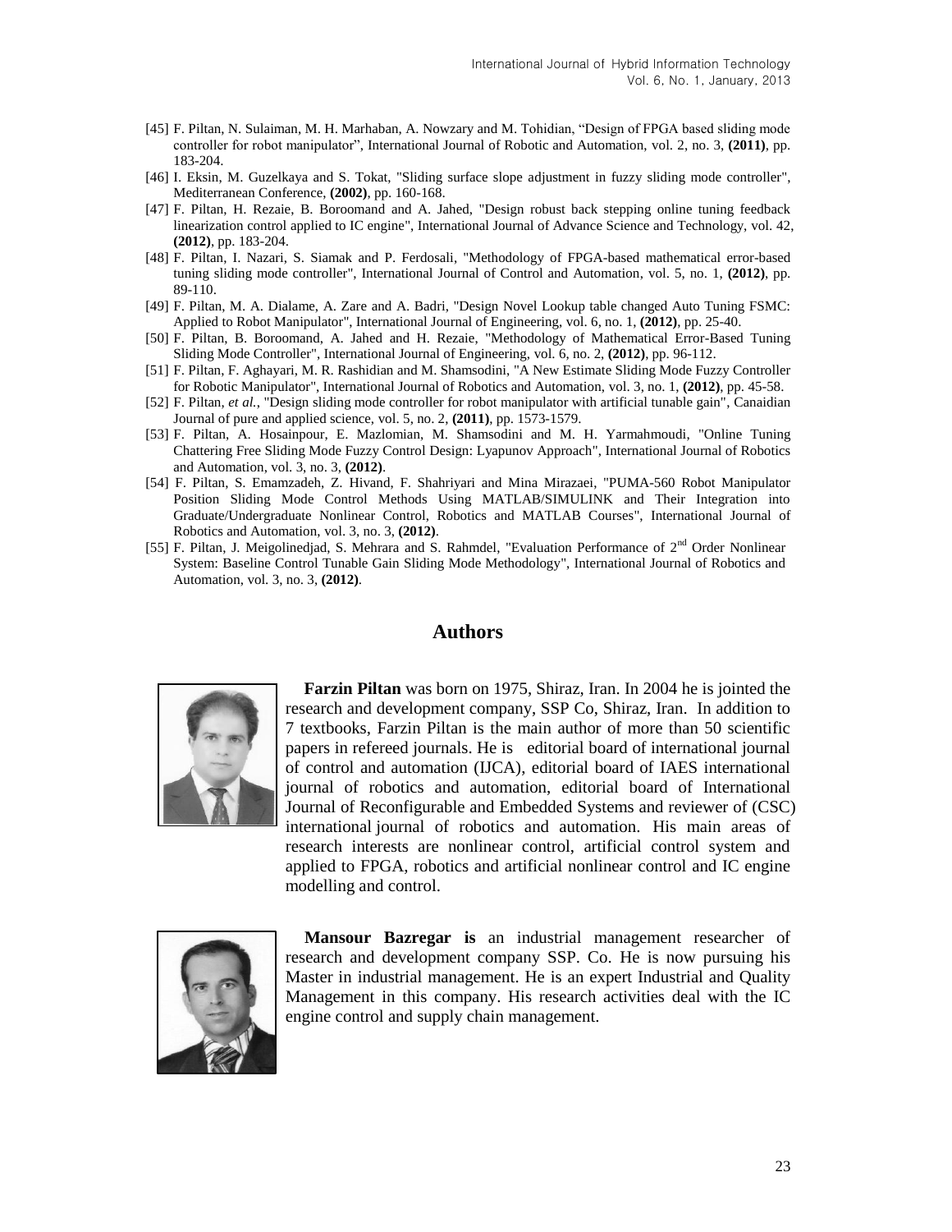[45] F. Piltan, N. Sulaiman, M. H. Marhaban, A. Nowzary and M. Tohidian, "Design of FPGA based sliding mode controller for robot manipulator", International Journal of Robotic and Automation, vol. 2, no. 3, **(2011)**, pp. 183-204.

[46] I. Eksin, M. Guzelkaya and S. Tokat, "Sliding surface slope adjustment in fuzzy sliding mode controller", Mediterranean Conference, **(2002)**, pp. 160-168.

[47] F. Piltan, H. Rezaie, B. Boroomand and A. Jahed, "Design robust back stepping online tuning feedback linearization control applied to IC engine", International Journal of Advance Science and Technology, vol. 42, **(2012)**, pp. 183-204.

[48] F. Piltan, I. Nazari, S. Siamak and P. Ferdosali, "Methodology of FPGA-based mathematical error-based tuning sliding mode controller", International Journal of Control and Automation, vol. 5, no. 1, **(2012)**, pp. 89-110.

[49] F. Piltan, M. A. Dialame, A. Zare and A. Badri, "Design Novel Lookup table changed Auto Tuning FSMC: Applied to Robot Manipulator", International Journal of Engineering, vol. 6, no. 1, **(2012)**, pp. 25-40.

[50] F. Piltan, B. Boroomand, A. Jahed and H. Rezaie, "Methodology of Mathematical Error-Based Tuning Sliding Mode Controller", International Journal of Engineering, vol. 6, no. 2, **(2012)**, pp. 96-112.

[51] F. Piltan, F. Aghayari, M. R. Rashidian and M. Shamsodini, "A New Estimate Sliding Mode Fuzzy Controller for Robotic Manipulator", International Journal of Robotics and Automation, vol. 3, no. 1, **(2012)**, pp. 45-58.

[52] F. Piltan, *et al.*, "Design sliding mode controller for robot manipulator with artificial tunable gain", Canaidian Journal of pure and applied science, vol. 5, no. 2, **(2011)**, pp. 1573-1579.

[53] F. Piltan, A. Hosainpour, E. Mazlomian, M. Shamsodini and M. H. Yarmahmoudi, "Online Tuning Chattering Free Sliding Mode Fuzzy Control Design: Lyapunov Approach", International Journal of Robotics and Automation, vol. 3, no. 3, **(2012)**.

[54] F. Piltan, S. Emamzadeh, Z. Hivand, F. Shahriyari and Mina Mirazaei, "PUMA-560 Robot Manipulator Position Sliding Mode Control Methods Using MATLAB/SIMULINK and Their Integration into Graduate/Undergraduate Nonlinear Control, Robotics and MATLAB Courses", International Journal of Robotics and Automation, vol. 3, no. 3, **(2012)**.

[55] F. Piltan, J. Meigolinedjad, S. Mehrara and S. Rahmdel, "Evaluation Performance of 2nd Order Nonlinear System: Baseline Control Tunable Gain Sliding Mode Methodology", International Journal of Robotics and Automation, vol. 3, no. 3, **(2012)**.

## Authors

**Farzin Piltan** was born on 1975, Shiraz, Iran. In 2004 he is jointed the research and development company, SSP Co, Shiraz, Iran. In addition to 7 textbooks, Farzin Piltan is the main author of more than 50 scientific papers in refereed journals. He is editorial board of international journal of control and automation (IJCA), editorial board of IAES international journal of robotics and automation, editorial board of International Journal of Reconfigurable and Embedded Systems and reviewer of (CSC) international journal of robotics and automation. His main areas of research interests are nonlinear control, artificial control system and applied to FPGA, robotics and artificial nonlinear control and IC engine modelling and control.

**Mansour Bazregar is** an industrial management researcher of research and development company SSP. Co. He is now pursuing his Master in industrial management. He is an expert Industrial and Quality Management in this company. His research activities deal with the IC engine control and supply chain management.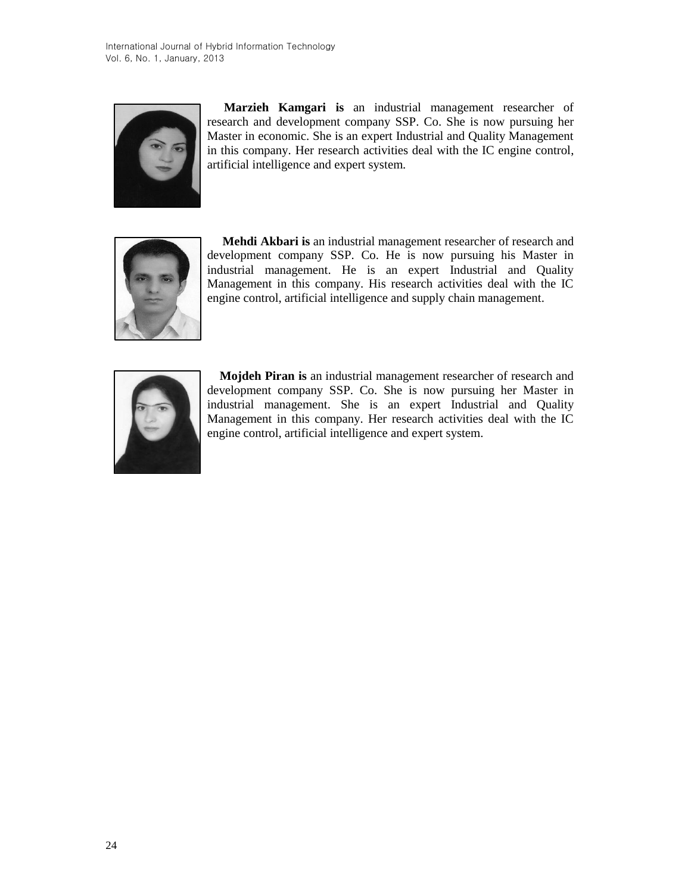**Marzieh Kamgari is** an industrial management researcher of research and development company SSP. Co. She is now pursuing her Master in economic. She is an expert Industrial and Quality Management in this company. Her research activities deal with the IC engine control, artificial intelligence and expert system.

**Mehdi Akbari is** an industrial management researcher of research and development company SSP. Co. He is now pursuing his Master in industrial management. He is an expert Industrial and Quality Management in this company. His research activities deal with the IC engine control, artificial intelligence and supply chain management.

**Mojdeh Piran is** an industrial management researcher of research and development company SSP. Co. She is now pursuing her Master in industrial management. She is an expert Industrial and Quality Management in this company. Her research activities deal with the IC engine control, artificial intelligence and expert system.